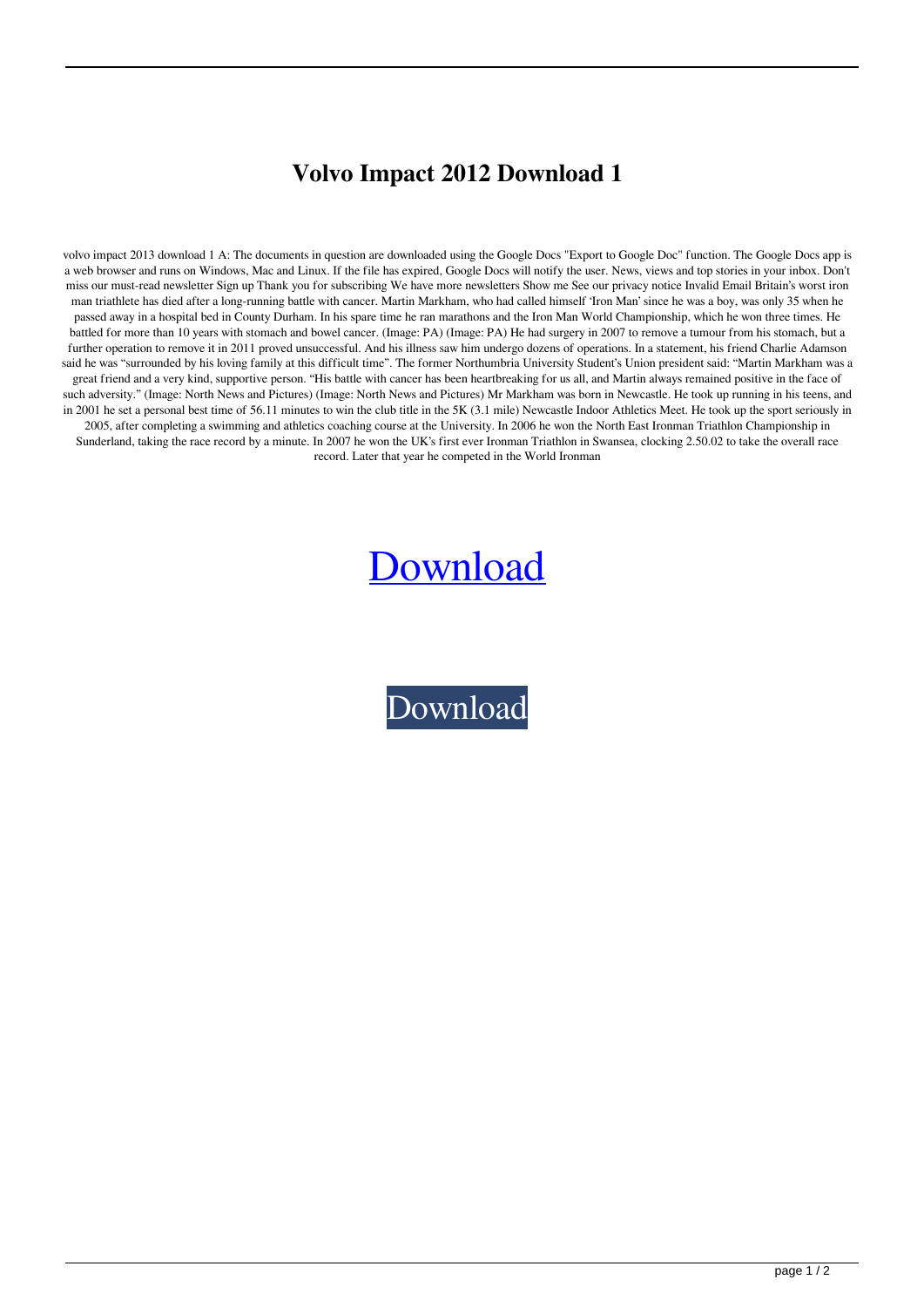# Volvo Impact 2012 Download 1

volvo impact 2013 download 1 A: The documents in question are downloaded using the Google Docs "Export to Google Doc" function. The Google Docs app is a web browser and runs on Windows, Mac and Linux. If the file has expired, Google Docs will notify the user. News, views and top stories in your inbox. Don't miss our must-read newsletter Sign up Thank you for subscribing We have more newsletters Show me See our privacy notice Invalid Email Britain's worst iron man triathlete has died after a long-running battle with cancer. Martin Markham, who had called himself 'Iron Man' since he was a boy, was only 35 when he passed away in a hospital bed in County Durham. In his spare time he ran marathons and the Iron Man World Championship, which he won three times. He battled for more than 10 years with stomach and bowel cancer. (Image: PA) (Image: PA) He had surgery in 2007 to remove a tumour from his stomach, but a further operation to remove it in 2011 proved unsuccessful. And his illness saw him undergo dozens of operations. In a statement, his friend Charlie Adamson said he was "surrounded by his loving family at this difficult time". The former Northumbria University Student's Union president said: "Martin Markham was a great friend and a very kind, supportive person. "His battle with cancer has been heartbreaking for us all, and Martin always remained positive in the face of such adversity." (Image: North News and Pictures) (Image: North News and Pictures) Mr Markham was born in Newcastle. He took up running in his teens, and in 2001 he set a personal best time of 56.11 minutes to win the club title in the 5K (3.1 mile) Newcastle Indoor Athletics Meet. He took up the sport seriously in 2005, after completing a swimming and athletics coaching course at the University. In 2006 he won the North East Ironman Triathlon Championship in Sunderland, taking the race record by a minute. In 2007 he won the UK's first ever Ironman Triathlon in Swansea, clocking 2.50.02 to take the overall race record. Later that year he competed in the World Ironman

Download

Download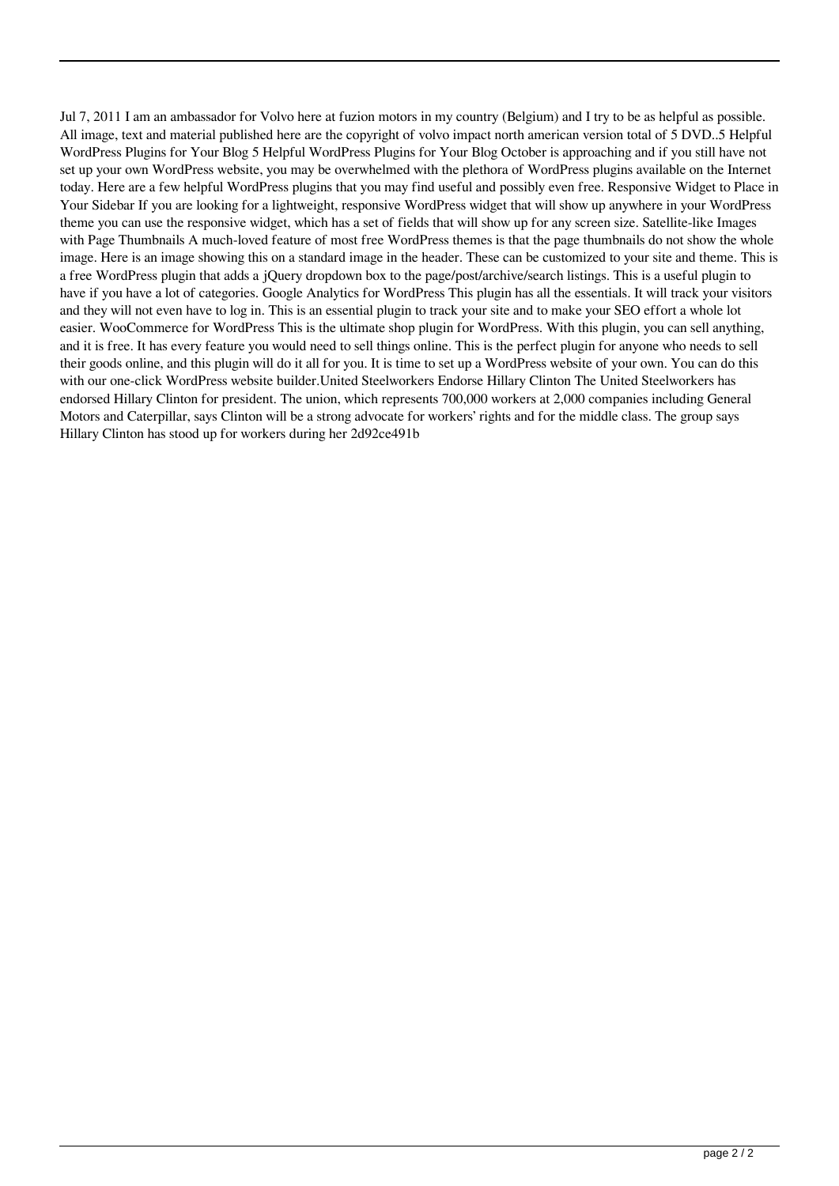Jul 7, 2011 I am an ambassador for Volvo here at fuzion motors in my country (Belgium) and I try to be as helpful as possible. All image, text and material published here are the copyright of volvo impact north american version total of 5 DVD..5 Helpful WordPress Plugins for Your Blog 5 Helpful WordPress Plugins for Your Blog October is approaching and if you still have not set up your own WordPress website, you may be overwhelmed with the plethora of WordPress plugins available on the Internet today. Here are a few helpful WordPress plugins that you may find useful and possibly even free. Responsive Widget to Place in Your Sidebar If you are looking for a lightweight, responsive WordPress widget that will show up anywhere in your WordPress theme you can use the responsive widget, which has a set of fields that will show up for any screen size. Satellite-like Images with Page Thumbnails A much-loved feature of most free WordPress themes is that the page thumbnails do not show the whole image. Here is an image showing this on a standard image in the header. These can be customized to your site and theme. This is a free WordPress plugin that adds a jQuery dropdown box to the page/post/archive/search listings. This is a useful plugin to have if you have a lot of categories. Google Analytics for WordPress This plugin has all the essentials. It will track your visitors and they will not even have to log in. This is an essential plugin to track your site and to make your SEO effort a whole lot easier. WooCommerce for WordPress This is the ultimate shop plugin for WordPress. With this plugin, you can sell anything, and it is free. It has every feature you would need to sell things online. This is the perfect plugin for anyone who needs to sell their goods online, and this plugin will do it all for you. It is time to set up a WordPress website of your own. You can do this with our one-click WordPress website builder.United Steelworkers Endorse Hillary Clinton The United Steelworkers has endorsed Hillary Clinton for president. The union, which represents 700,000 workers at 2,000 companies including General Motors and Caterpillar, says Clinton will be a strong advocate for workers' rights and for the middle class. The group says Hillary Clinton has stood up for workers during her 2d92ce491b